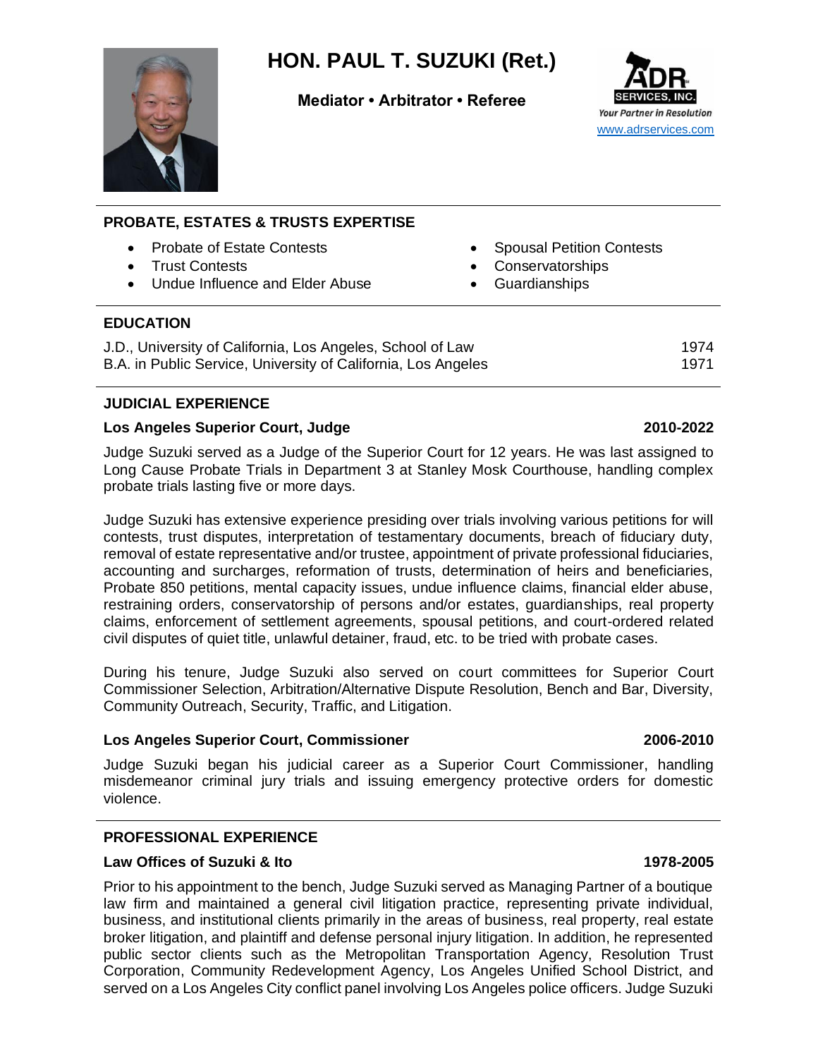# HON. PAUL T. SUZUKI (Ret.)

**Mediator • Arbitrator • Referee**

ADR SERVICES, INC.
*Your Partner in Resolution*
www.adrservices.com

## PROBATE, ESTATES & TRUSTS EXPERTISE

- Probate of Estate Contests
- Trust Contests
- Undue Influence and Elder Abuse
- Spousal Petition Contests
- Conservatorships
- Guardianships

## EDUCATION

J.D., University of California, Los Angeles, School of Law — 1974
B.A. in Public Service, University of California, Los Angeles — 1971

## JUDICIAL EXPERIENCE

**Los Angeles Superior Court, Judge** — **2010-2022**

Judge Suzuki served as a Judge of the Superior Court for 12 years. He was last assigned to Long Cause Probate Trials in Department 3 at Stanley Mosk Courthouse, handling complex probate trials lasting five or more days.

Judge Suzuki has extensive experience presiding over trials involving various petitions for will contests, trust disputes, interpretation of testamentary documents, breach of fiduciary duty, removal of estate representative and/or trustee, appointment of private professional fiduciaries, accounting and surcharges, reformation of trusts, determination of heirs and beneficiaries, Probate 850 petitions, mental capacity issues, undue influence claims, financial elder abuse, restraining orders, conservatorship of persons and/or estates, guardianships, real property claims, enforcement of settlement agreements, spousal petitions, and court-ordered related civil disputes of quiet title, unlawful detainer, fraud, etc. to be tried with probate cases.

During his tenure, Judge Suzuki also served on court committees for Superior Court Commissioner Selection, Arbitration/Alternative Dispute Resolution, Bench and Bar, Diversity, Community Outreach, Security, Traffic, and Litigation.

**Los Angeles Superior Court, Commissioner** — **2006-2010**

Judge Suzuki began his judicial career as a Superior Court Commissioner, handling misdemeanor criminal jury trials and issuing emergency protective orders for domestic violence.

## PROFESSIONAL EXPERIENCE

**Law Offices of Suzuki & Ito** — **1978-2005**

Prior to his appointment to the bench, Judge Suzuki served as Managing Partner of a boutique law firm and maintained a general civil litigation practice, representing private individual, business, and institutional clients primarily in the areas of business, real property, real estate broker litigation, and plaintiff and defense personal injury litigation. In addition, he represented public sector clients such as the Metropolitan Transportation Agency, Resolution Trust Corporation, Community Redevelopment Agency, Los Angeles Unified School District, and served on a Los Angeles City conflict panel involving Los Angeles police officers. Judge Suzuki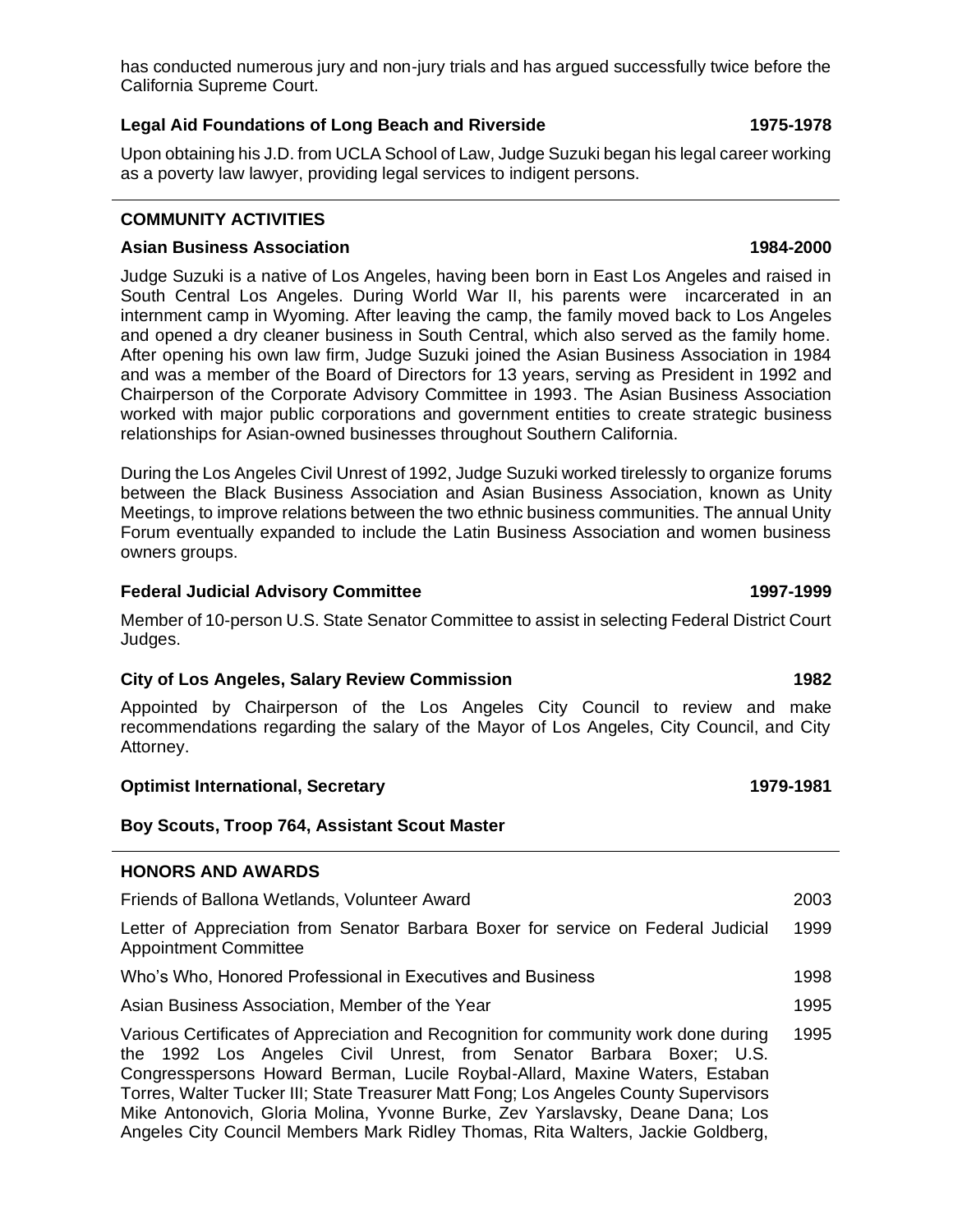has conducted numerous jury and non-jury trials and has argued successfully twice before the California Supreme Court.

**Legal Aid Foundations of Long Beach and Riverside** **1975-1978**

Upon obtaining his J.D. from UCLA School of Law, Judge Suzuki began his legal career working as a poverty law lawyer, providing legal services to indigent persons.

---

## COMMUNITY ACTIVITIES

**Asian Business Association** **1984-2000**

Judge Suzuki is a native of Los Angeles, having been born in East Los Angeles and raised in South Central Los Angeles. During World War II, his parents were incarcerated in an internment camp in Wyoming. After leaving the camp, the family moved back to Los Angeles and opened a dry cleaner business in South Central, which also served as the family home. After opening his own law firm, Judge Suzuki joined the Asian Business Association in 1984 and was a member of the Board of Directors for 13 years, serving as President in 1992 and Chairperson of the Corporate Advisory Committee in 1993. The Asian Business Association worked with major public corporations and government entities to create strategic business relationships for Asian-owned businesses throughout Southern California.

During the Los Angeles Civil Unrest of 1992, Judge Suzuki worked tirelessly to organize forums between the Black Business Association and Asian Business Association, known as Unity Meetings, to improve relations between the two ethnic business communities. The annual Unity Forum eventually expanded to include the Latin Business Association and women business owners groups.

**Federal Judicial Advisory Committee** **1997-1999**

Member of 10-person U.S. State Senator Committee to assist in selecting Federal District Court Judges.

**City of Los Angeles, Salary Review Commission** **1982**

Appointed by Chairperson of the Los Angeles City Council to review and make recommendations regarding the salary of the Mayor of Los Angeles, City Council, and City Attorney.

**Optimist International, Secretary** **1979-1981**

**Boy Scouts, Troop 764, Assistant Scout Master**

---

## HONORS AND AWARDS

| Award | Year |
|---|---|
| Friends of Ballona Wetlands, Volunteer Award | 2003 |
| Letter of Appreciation from Senator Barbara Boxer for service on Federal Judicial Appointment Committee | 1999 |
| Who's Who, Honored Professional in Executives and Business | 1998 |
| Asian Business Association, Member of the Year | 1995 |
| Various Certificates of Appreciation and Recognition for community work done during the 1992 Los Angeles Civil Unrest, from Senator Barbara Boxer; U.S. Congresspersons Howard Berman, Lucile Roybal-Allard, Maxine Waters, Estaban Torres, Walter Tucker III; State Treasurer Matt Fong; Los Angeles County Supervisors Mike Antonovich, Gloria Molina, Yvonne Burke, Zev Yarslavsky, Deane Dana; Los Angeles City Council Members Mark Ridley Thomas, Rita Walters, Jackie Goldberg, | 1995 |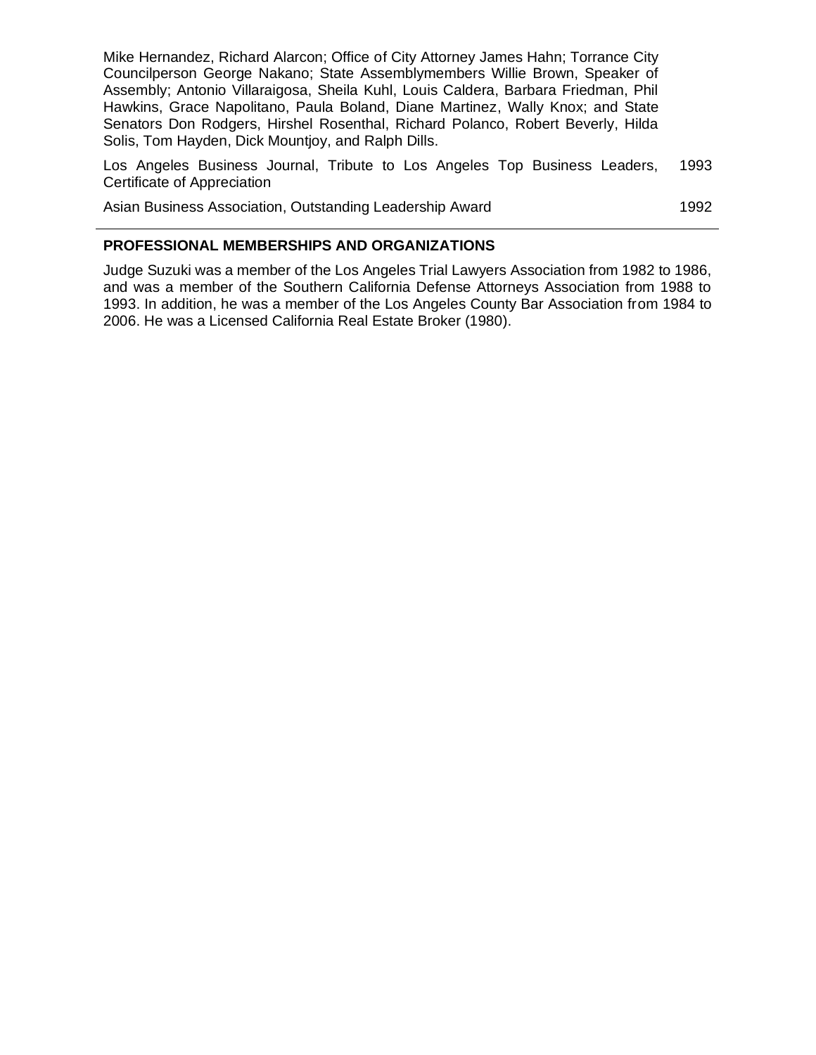Mike Hernandez, Richard Alarcon; Office of City Attorney James Hahn; Torrance City Councilperson George Nakano; State Assemblymembers Willie Brown, Speaker of Assembly; Antonio Villaraigosa, Sheila Kuhl, Louis Caldera, Barbara Friedman, Phil Hawkins, Grace Napolitano, Paula Boland, Diane Martinez, Wally Knox; and State Senators Don Rodgers, Hirshel Rosenthal, Richard Polanco, Robert Beverly, Hilda Solis, Tom Hayden, Dick Mountjoy, and Ralph Dills.

| | |
|---|---|
| Los Angeles Business Journal, Tribute to Los Angeles Top Business Leaders, Certificate of Appreciation | 1993 |
| Asian Business Association, Outstanding Leadership Award | 1992 |

---

## PROFESSIONAL MEMBERSHIPS AND ORGANIZATIONS

Judge Suzuki was a member of the Los Angeles Trial Lawyers Association from 1982 to 1986, and was a member of the Southern California Defense Attorneys Association from 1988 to 1993. In addition, he was a member of the Los Angeles County Bar Association from 1984 to 2006. He was a Licensed California Real Estate Broker (1980).